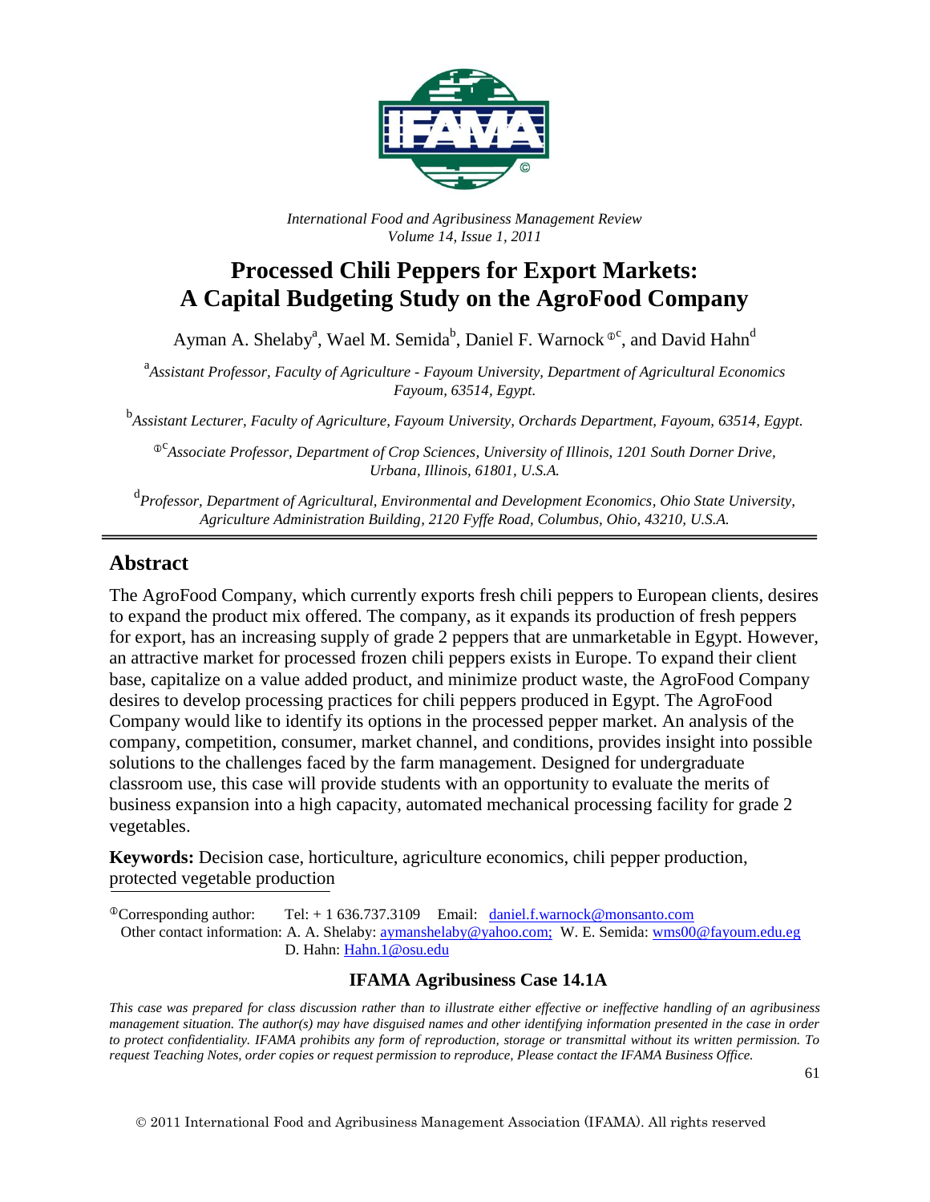*International Food and Agribusiness Management Review*
*Volume 14, Issue 1, 2011*

# Processed Chili Peppers for Export Markets: A Capital Budgeting Study on the AgroFood Company

Ayman A. Shelaby[a], Wael M. Semida[b], Daniel F. Warnock[ⓘc], and David Hahn[d]

[a] *Assistant Professor, Faculty of Agriculture - Fayoum University, Department of Agricultural Economics Fayoum, 63514, Egypt.*

[b] *Assistant Lecturer, Faculty of Agriculture, Fayoum University, Orchards Department, Fayoum, 63514, Egypt.*

[ⓘc] *Associate Professor, Department of Crop Sciences, University of Illinois, 1201 South Dorner Drive, Urbana, Illinois, 61801, U.S.A.*

[d] *Professor, Department of Agricultural, Environmental and Development Economics, Ohio State University, Agriculture Administration Building, 2120 Fyffe Road, Columbus, Ohio, 43210, U.S.A.*

## Abstract

The AgroFood Company, which currently exports fresh chili peppers to European clients, desires to expand the product mix offered. The company, as it expands its production of fresh peppers for export, has an increasing supply of grade 2 peppers that are unmarketable in Egypt. However, an attractive market for processed frozen chili peppers exists in Europe. To expand their client base, capitalize on a value added product, and minimize product waste, the AgroFood Company desires to develop processing practices for chili peppers produced in Egypt. The AgroFood Company would like to identify its options in the processed pepper market. An analysis of the company, competition, consumer, market channel, and conditions, provides insight into possible solutions to the challenges faced by the farm management. Designed for undergraduate classroom use, this case will provide students with an opportunity to evaluate the merits of business expansion into a high capacity, automated mechanical processing facility for grade 2 vegetables.

**Keywords:** Decision case, horticulture, agriculture economics, chili pepper production, protected vegetable production

ⓘCorresponding author: Tel: + 1 636.737.3109 Email: daniel.f.warnock@monsanto.com
Other contact information: A. A. Shelaby: aymanshelaby@yahoo.com; W. E. Semida: wms00@fayoum.edu.eg
D. Hahn: Hahn.1@osu.edu

**IFAMA Agribusiness Case 14.1A**

*This case was prepared for class discussion rather than to illustrate either effective or ineffective handling of an agribusiness management situation. The author(s) may have disguised names and other identifying information presented in the case in order to protect confidentiality. IFAMA prohibits any form of reproduction, storage or transmittal without its written permission. To request Teaching Notes, order copies or request permission to reproduce, Please contact the IFAMA Business Office.*

© 2011 International Food and Agribusiness Management Association (IFAMA). All rights reserved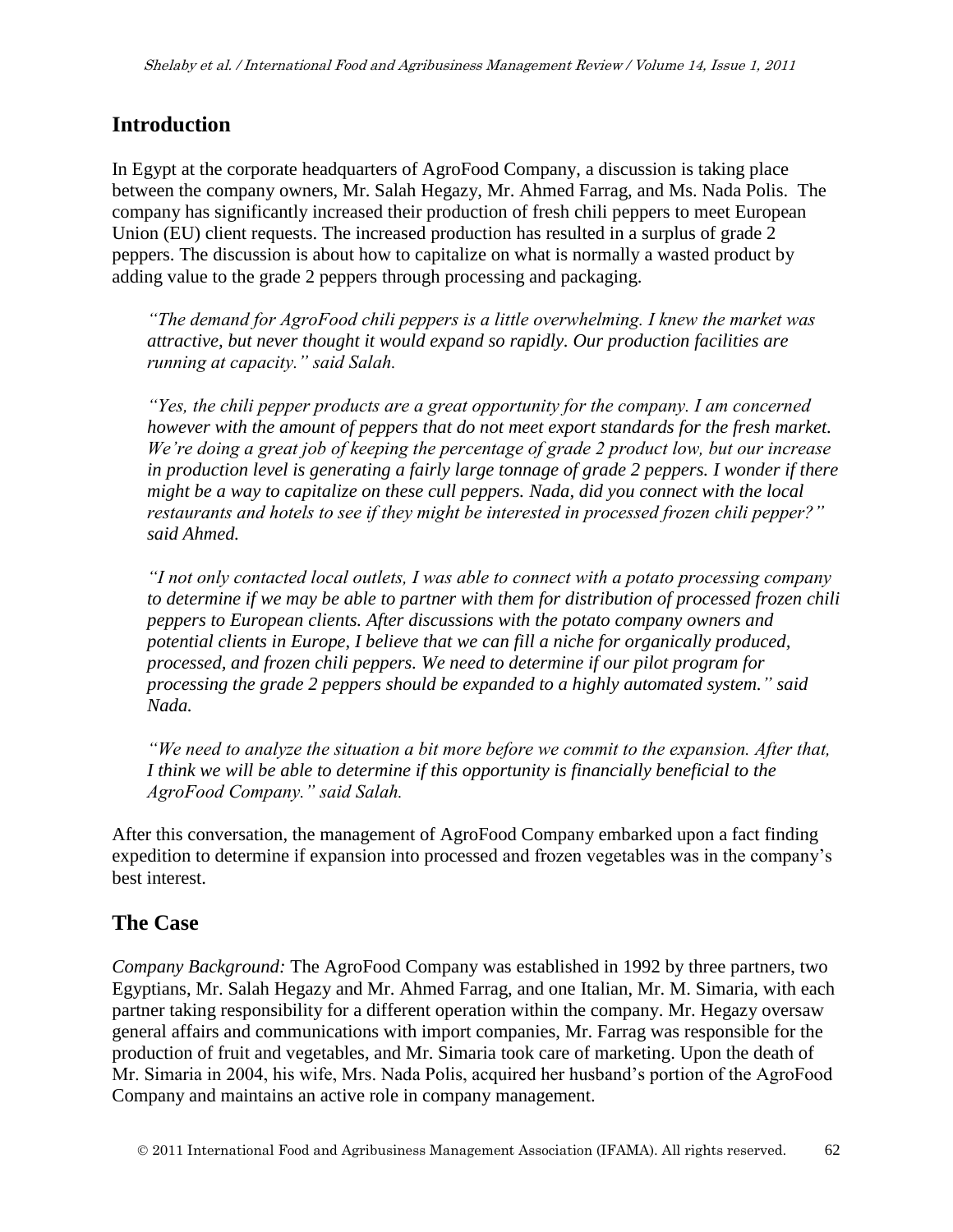## Introduction

In Egypt at the corporate headquarters of AgroFood Company, a discussion is taking place between the company owners, Mr. Salah Hegazy, Mr. Ahmed Farrag, and Ms. Nada Polis. The company has significantly increased their production of fresh chili peppers to meet European Union (EU) client requests. The increased production has resulted in a surplus of grade 2 peppers. The discussion is about how to capitalize on what is normally a wasted product by adding value to the grade 2 peppers through processing and packaging.

> *"The demand for AgroFood chili peppers is a little overwhelming. I knew the market was attractive, but never thought it would expand so rapidly. Our production facilities are running at capacity." said Salah.*
>
> *"Yes, the chili pepper products are a great opportunity for the company. I am concerned however with the amount of peppers that do not meet export standards for the fresh market. We're doing a great job of keeping the percentage of grade 2 product low, but our increase in production level is generating a fairly large tonnage of grade 2 peppers. I wonder if there might be a way to capitalize on these cull peppers. Nada, did you connect with the local restaurants and hotels to see if they might be interested in processed frozen chili pepper?" said Ahmed.*
>
> *"I not only contacted local outlets, I was able to connect with a potato processing company to determine if we may be able to partner with them for distribution of processed frozen chili peppers to European clients. After discussions with the potato company owners and potential clients in Europe, I believe that we can fill a niche for organically produced, processed, and frozen chili peppers. We need to determine if our pilot program for processing the grade 2 peppers should be expanded to a highly automated system." said Nada.*
>
> *"We need to analyze the situation a bit more before we commit to the expansion. After that, I think we will be able to determine if this opportunity is financially beneficial to the AgroFood Company." said Salah.*

After this conversation, the management of AgroFood Company embarked upon a fact finding expedition to determine if expansion into processed and frozen vegetables was in the company's best interest.

## The Case

*Company Background:* The AgroFood Company was established in 1992 by three partners, two Egyptians, Mr. Salah Hegazy and Mr. Ahmed Farrag, and one Italian, Mr. M. Simaria, with each partner taking responsibility for a different operation within the company. Mr. Hegazy oversaw general affairs and communications with import companies, Mr. Farrag was responsible for the production of fruit and vegetables, and Mr. Simaria took care of marketing. Upon the death of Mr. Simaria in 2004, his wife, Mrs. Nada Polis, acquired her husband's portion of the AgroFood Company and maintains an active role in company management.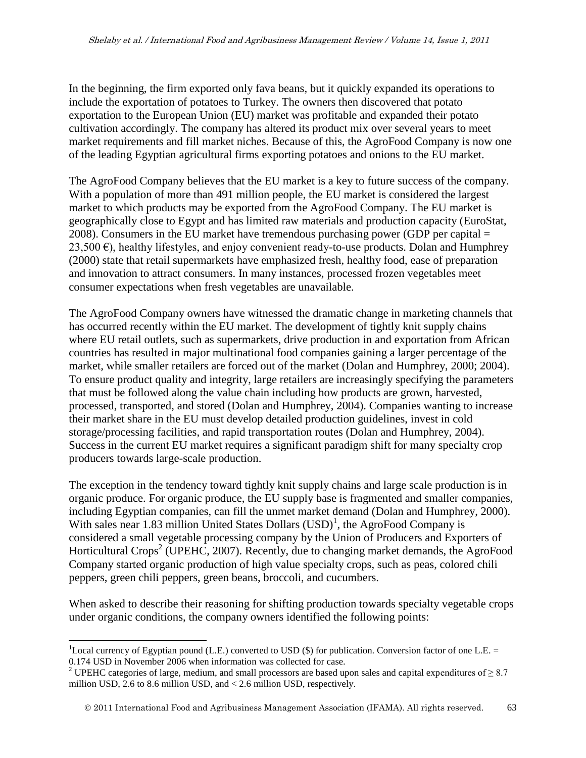In the beginning, the firm exported only fava beans, but it quickly expanded its operations to include the exportation of potatoes to Turkey. The owners then discovered that potato exportation to the European Union (EU) market was profitable and expanded their potato cultivation accordingly. The company has altered its product mix over several years to meet market requirements and fill market niches. Because of this, the AgroFood Company is now one of the leading Egyptian agricultural firms exporting potatoes and onions to the EU market.

The AgroFood Company believes that the EU market is a key to future success of the company. With a population of more than 491 million people, the EU market is considered the largest market to which products may be exported from the AgroFood Company. The EU market is geographically close to Egypt and has limited raw materials and production capacity (EuroStat, 2008). Consumers in the EU market have tremendous purchasing power (GDP per capital = 23,500 €), healthy lifestyles, and enjoy convenient ready-to-use products. Dolan and Humphrey (2000) state that retail supermarkets have emphasized fresh, healthy food, ease of preparation and innovation to attract consumers. In many instances, processed frozen vegetables meet consumer expectations when fresh vegetables are unavailable.

The AgroFood Company owners have witnessed the dramatic change in marketing channels that has occurred recently within the EU market. The development of tightly knit supply chains where EU retail outlets, such as supermarkets, drive production in and exportation from African countries has resulted in major multinational food companies gaining a larger percentage of the market, while smaller retailers are forced out of the market (Dolan and Humphrey, 2000; 2004). To ensure product quality and integrity, large retailers are increasingly specifying the parameters that must be followed along the value chain including how products are grown, harvested, processed, transported, and stored (Dolan and Humphrey, 2004). Companies wanting to increase their market share in the EU must develop detailed production guidelines, invest in cold storage/processing facilities, and rapid transportation routes (Dolan and Humphrey, 2004). Success in the current EU market requires a significant paradigm shift for many specialty crop producers towards large-scale production.

The exception in the tendency toward tightly knit supply chains and large scale production is in organic produce. For organic produce, the EU supply base is fragmented and smaller companies, including Egyptian companies, can fill the unmet market demand (Dolan and Humphrey, 2000). With sales near 1.83 million United States Dollars (USD)[1], the AgroFood Company is considered a small vegetable processing company by the Union of Producers and Exporters of Horticultural Crops[2] (UPEHC, 2007). Recently, due to changing market demands, the AgroFood Company started organic production of high value specialty crops, such as peas, colored chili peppers, green chili peppers, green beans, broccoli, and cucumbers.

When asked to describe their reasoning for shifting production towards specialty vegetable crops under organic conditions, the company owners identified the following points:

---

[1] Local currency of Egyptian pound (L.E.) converted to USD ($) for publication. Conversion factor of one L.E. = 0.174 USD in November 2006 when information was collected for case.

[2] UPEHC categories of large, medium, and small processors are based upon sales and capital expenditures of ≥ 8.7 million USD, 2.6 to 8.6 million USD, and < 2.6 million USD, respectively.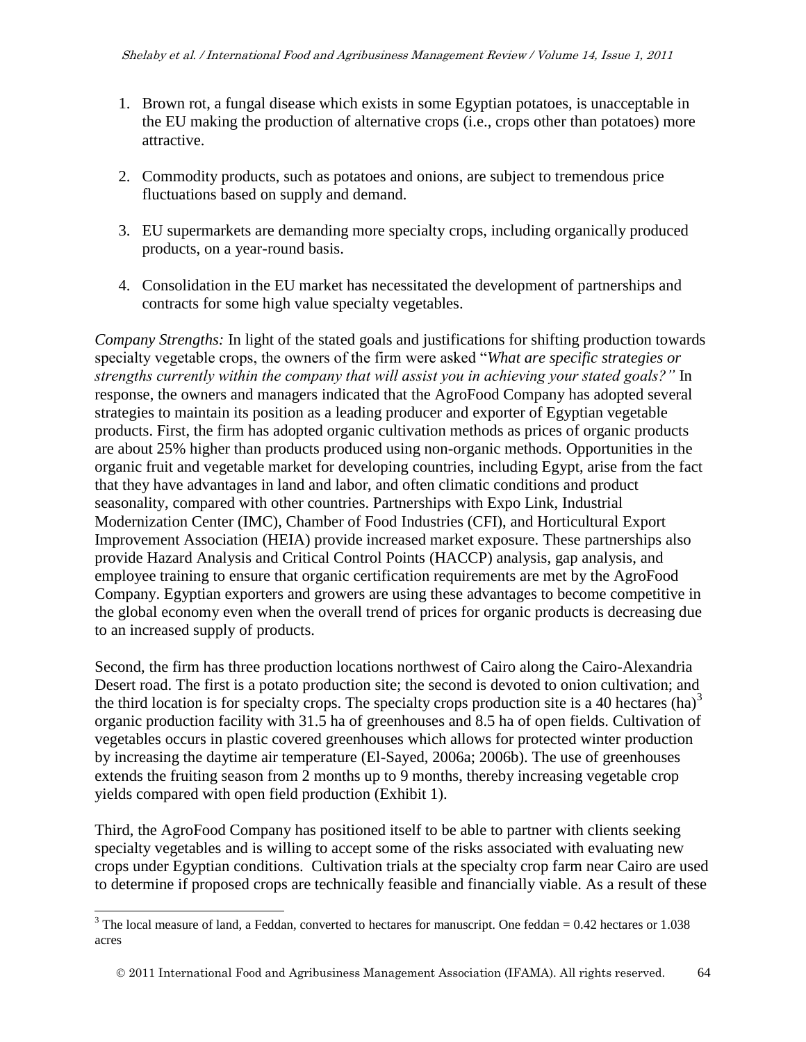1. Brown rot, a fungal disease which exists in some Egyptian potatoes, is unacceptable in the EU making the production of alternative crops (i.e., crops other than potatoes) more attractive.

2. Commodity products, such as potatoes and onions, are subject to tremendous price fluctuations based on supply and demand.

3. EU supermarkets are demanding more specialty crops, including organically produced products, on a year-round basis.

4. Consolidation in the EU market has necessitated the development of partnerships and contracts for some high value specialty vegetables.

*Company Strengths:* In light of the stated goals and justifications for shifting production towards specialty vegetable crops, the owners of the firm were asked "*What are specific strategies or strengths currently within the company that will assist you in achieving your stated goals?"* In response, the owners and managers indicated that the AgroFood Company has adopted several strategies to maintain its position as a leading producer and exporter of Egyptian vegetable products. First, the firm has adopted organic cultivation methods as prices of organic products are about 25% higher than products produced using non-organic methods. Opportunities in the organic fruit and vegetable market for developing countries, including Egypt, arise from the fact that they have advantages in land and labor, and often climatic conditions and product seasonality, compared with other countries. Partnerships with Expo Link, Industrial Modernization Center (IMC), Chamber of Food Industries (CFI), and Horticultural Export Improvement Association (HEIA) provide increased market exposure. These partnerships also provide Hazard Analysis and Critical Control Points (HACCP) analysis, gap analysis, and employee training to ensure that organic certification requirements are met by the AgroFood Company. Egyptian exporters and growers are using these advantages to become competitive in the global economy even when the overall trend of prices for organic products is decreasing due to an increased supply of products.

Second, the firm has three production locations northwest of Cairo along the Cairo-Alexandria Desert road. The first is a potato production site; the second is devoted to onion cultivation; and the third location is for specialty crops. The specialty crops production site is a 40 hectares (ha)[3] organic production facility with 31.5 ha of greenhouses and 8.5 ha of open fields. Cultivation of vegetables occurs in plastic covered greenhouses which allows for protected winter production by increasing the daytime air temperature (El-Sayed, 2006a; 2006b). The use of greenhouses extends the fruiting season from 2 months up to 9 months, thereby increasing vegetable crop yields compared with open field production (Exhibit 1).

Third, the AgroFood Company has positioned itself to be able to partner with clients seeking specialty vegetables and is willing to accept some of the risks associated with evaluating new crops under Egyptian conditions. Cultivation trials at the specialty crop farm near Cairo are used to determine if proposed crops are technically feasible and financially viable. As a result of these

[3] The local measure of land, a Feddan, converted to hectares for manuscript. One feddan = 0.42 hectares or 1.038 acres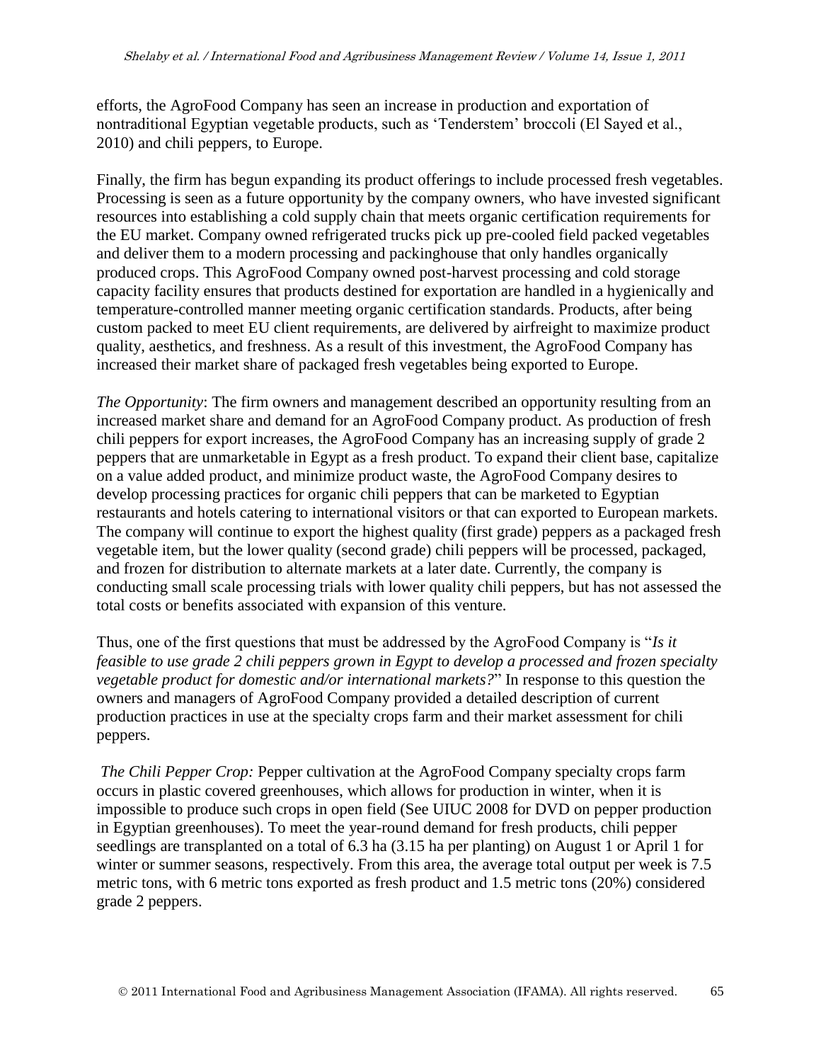efforts, the AgroFood Company has seen an increase in production and exportation of nontraditional Egyptian vegetable products, such as 'Tenderstem' broccoli (El Sayed et al., 2010) and chili peppers, to Europe.

Finally, the firm has begun expanding its product offerings to include processed fresh vegetables. Processing is seen as a future opportunity by the company owners, who have invested significant resources into establishing a cold supply chain that meets organic certification requirements for the EU market. Company owned refrigerated trucks pick up pre-cooled field packed vegetables and deliver them to a modern processing and packinghouse that only handles organically produced crops. This AgroFood Company owned post-harvest processing and cold storage capacity facility ensures that products destined for exportation are handled in a hygienically and temperature-controlled manner meeting organic certification standards. Products, after being custom packed to meet EU client requirements, are delivered by airfreight to maximize product quality, aesthetics, and freshness. As a result of this investment, the AgroFood Company has increased their market share of packaged fresh vegetables being exported to Europe.

*The Opportunity*: The firm owners and management described an opportunity resulting from an increased market share and demand for an AgroFood Company product. As production of fresh chili peppers for export increases, the AgroFood Company has an increasing supply of grade 2 peppers that are unmarketable in Egypt as a fresh product. To expand their client base, capitalize on a value added product, and minimize product waste, the AgroFood Company desires to develop processing practices for organic chili peppers that can be marketed to Egyptian restaurants and hotels catering to international visitors or that can exported to European markets. The company will continue to export the highest quality (first grade) peppers as a packaged fresh vegetable item, but the lower quality (second grade) chili peppers will be processed, packaged, and frozen for distribution to alternate markets at a later date. Currently, the company is conducting small scale processing trials with lower quality chili peppers, but has not assessed the total costs or benefits associated with expansion of this venture.

Thus, one of the first questions that must be addressed by the AgroFood Company is "*Is it feasible to use grade 2 chili peppers grown in Egypt to develop a processed and frozen specialty vegetable product for domestic and/or international markets?*" In response to this question the owners and managers of AgroFood Company provided a detailed description of current production practices in use at the specialty crops farm and their market assessment for chili peppers.

*The Chili Pepper Crop:* Pepper cultivation at the AgroFood Company specialty crops farm occurs in plastic covered greenhouses, which allows for production in winter, when it is impossible to produce such crops in open field (See UIUC 2008 for DVD on pepper production in Egyptian greenhouses). To meet the year-round demand for fresh products, chili pepper seedlings are transplanted on a total of 6.3 ha (3.15 ha per planting) on August 1 or April 1 for winter or summer seasons, respectively. From this area, the average total output per week is 7.5 metric tons, with 6 metric tons exported as fresh product and 1.5 metric tons (20%) considered grade 2 peppers.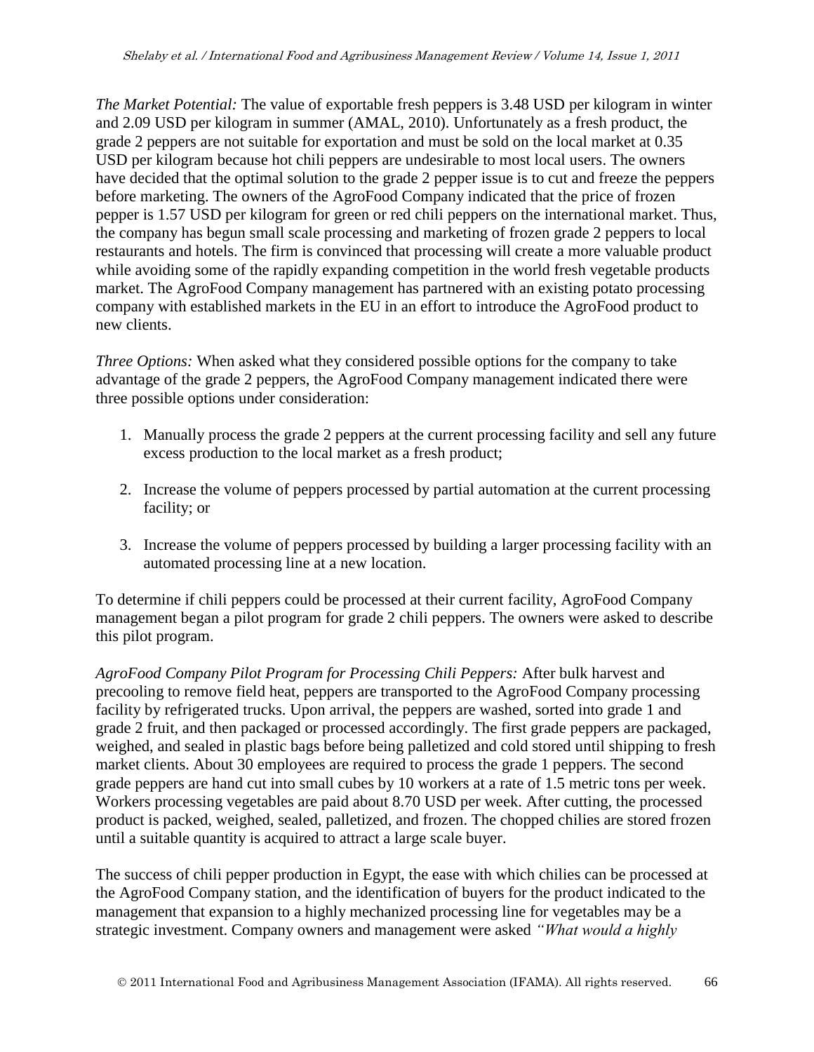*The Market Potential:* The value of exportable fresh peppers is 3.48 USD per kilogram in winter and 2.09 USD per kilogram in summer (AMAL, 2010). Unfortunately as a fresh product, the grade 2 peppers are not suitable for exportation and must be sold on the local market at 0.35 USD per kilogram because hot chili peppers are undesirable to most local users. The owners have decided that the optimal solution to the grade 2 pepper issue is to cut and freeze the peppers before marketing. The owners of the AgroFood Company indicated that the price of frozen pepper is 1.57 USD per kilogram for green or red chili peppers on the international market. Thus, the company has begun small scale processing and marketing of frozen grade 2 peppers to local restaurants and hotels. The firm is convinced that processing will create a more valuable product while avoiding some of the rapidly expanding competition in the world fresh vegetable products market. The AgroFood Company management has partnered with an existing potato processing company with established markets in the EU in an effort to introduce the AgroFood product to new clients.

*Three Options:* When asked what they considered possible options for the company to take advantage of the grade 2 peppers, the AgroFood Company management indicated there were three possible options under consideration:

1. Manually process the grade 2 peppers at the current processing facility and sell any future excess production to the local market as a fresh product;

2. Increase the volume of peppers processed by partial automation at the current processing facility; or

3. Increase the volume of peppers processed by building a larger processing facility with an automated processing line at a new location.

To determine if chili peppers could be processed at their current facility, AgroFood Company management began a pilot program for grade 2 chili peppers. The owners were asked to describe this pilot program.

*AgroFood Company Pilot Program for Processing Chili Peppers:* After bulk harvest and precooling to remove field heat, peppers are transported to the AgroFood Company processing facility by refrigerated trucks. Upon arrival, the peppers are washed, sorted into grade 1 and grade 2 fruit, and then packaged or processed accordingly. The first grade peppers are packaged, weighed, and sealed in plastic bags before being palletized and cold stored until shipping to fresh market clients. About 30 employees are required to process the grade 1 peppers. The second grade peppers are hand cut into small cubes by 10 workers at a rate of 1.5 metric tons per week. Workers processing vegetables are paid about 8.70 USD per week. After cutting, the processed product is packed, weighed, sealed, palletized, and frozen. The chopped chilies are stored frozen until a suitable quantity is acquired to attract a large scale buyer.

The success of chili pepper production in Egypt, the ease with which chilies can be processed at the AgroFood Company station, and the identification of buyers for the product indicated to the management that expansion to a highly mechanized processing line for vegetables may be a strategic investment. Company owners and management were asked *"What would a highly*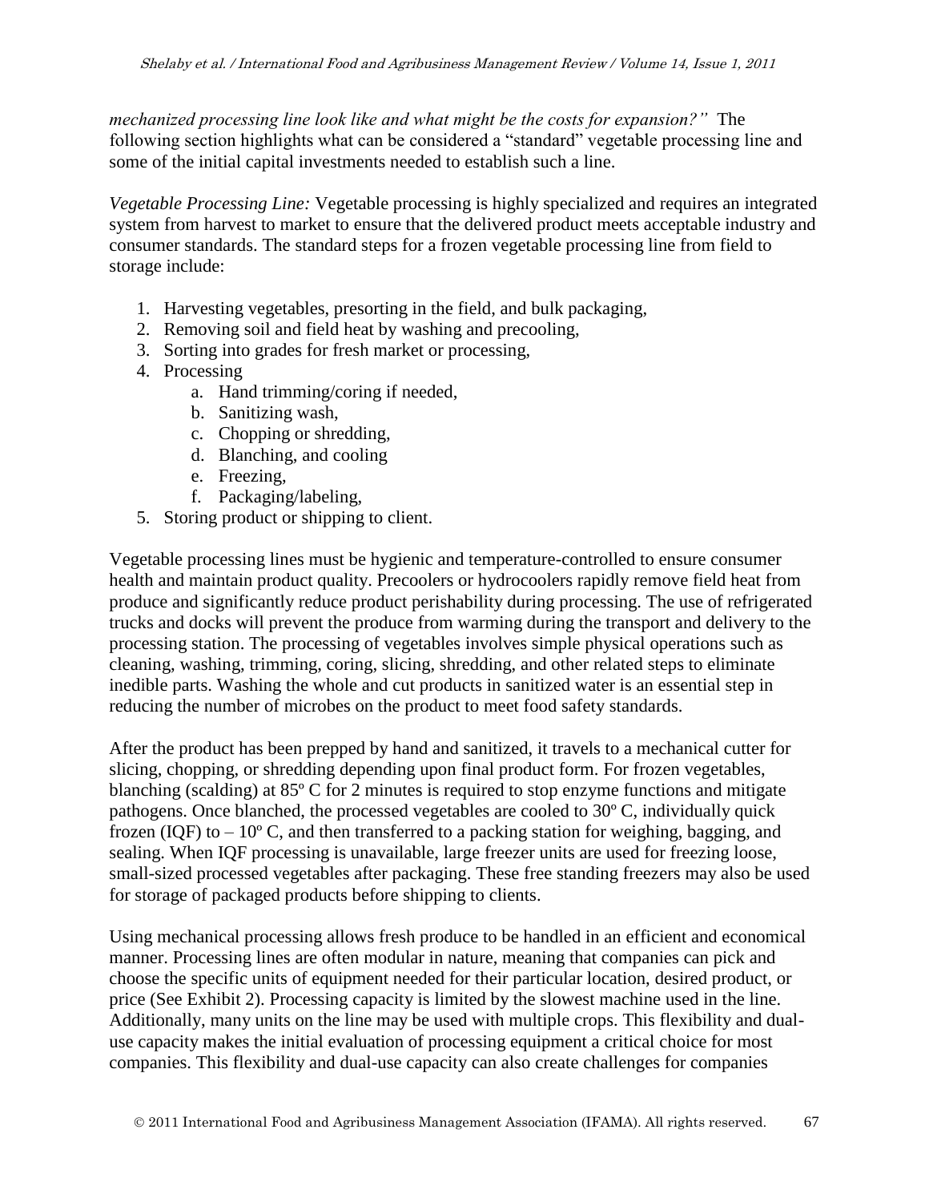*mechanized processing line look like and what might be the costs for expansion?"* The following section highlights what can be considered a "standard" vegetable processing line and some of the initial capital investments needed to establish such a line.

*Vegetable Processing Line:* Vegetable processing is highly specialized and requires an integrated system from harvest to market to ensure that the delivered product meets acceptable industry and consumer standards. The standard steps for a frozen vegetable processing line from field to storage include:

1. Harvesting vegetables, presorting in the field, and bulk packaging,
2. Removing soil and field heat by washing and precooling,
3. Sorting into grades for fresh market or processing,
4. Processing
    a. Hand trimming/coring if needed,
    b. Sanitizing wash,
    c. Chopping or shredding,
    d. Blanching, and cooling
    e. Freezing,
    f. Packaging/labeling,
5. Storing product or shipping to client.

Vegetable processing lines must be hygienic and temperature-controlled to ensure consumer health and maintain product quality. Precoolers or hydrocoolers rapidly remove field heat from produce and significantly reduce product perishability during processing. The use of refrigerated trucks and docks will prevent the produce from warming during the transport and delivery to the processing station. The processing of vegetables involves simple physical operations such as cleaning, washing, trimming, coring, slicing, shredding, and other related steps to eliminate inedible parts. Washing the whole and cut products in sanitized water is an essential step in reducing the number of microbes on the product to meet food safety standards.

After the product has been prepped by hand and sanitized, it travels to a mechanical cutter for slicing, chopping, or shredding depending upon final product form. For frozen vegetables, blanching (scalding) at 85º C for 2 minutes is required to stop enzyme functions and mitigate pathogens. Once blanched, the processed vegetables are cooled to 30º C, individually quick frozen (IQF) to – 10º C, and then transferred to a packing station for weighing, bagging, and sealing. When IQF processing is unavailable, large freezer units are used for freezing loose, small-sized processed vegetables after packaging. These free standing freezers may also be used for storage of packaged products before shipping to clients.

Using mechanical processing allows fresh produce to be handled in an efficient and economical manner. Processing lines are often modular in nature, meaning that companies can pick and choose the specific units of equipment needed for their particular location, desired product, or price (See Exhibit 2). Processing capacity is limited by the slowest machine used in the line. Additionally, many units on the line may be used with multiple crops. This flexibility and dual-use capacity makes the initial evaluation of processing equipment a critical choice for most companies. This flexibility and dual-use capacity can also create challenges for companies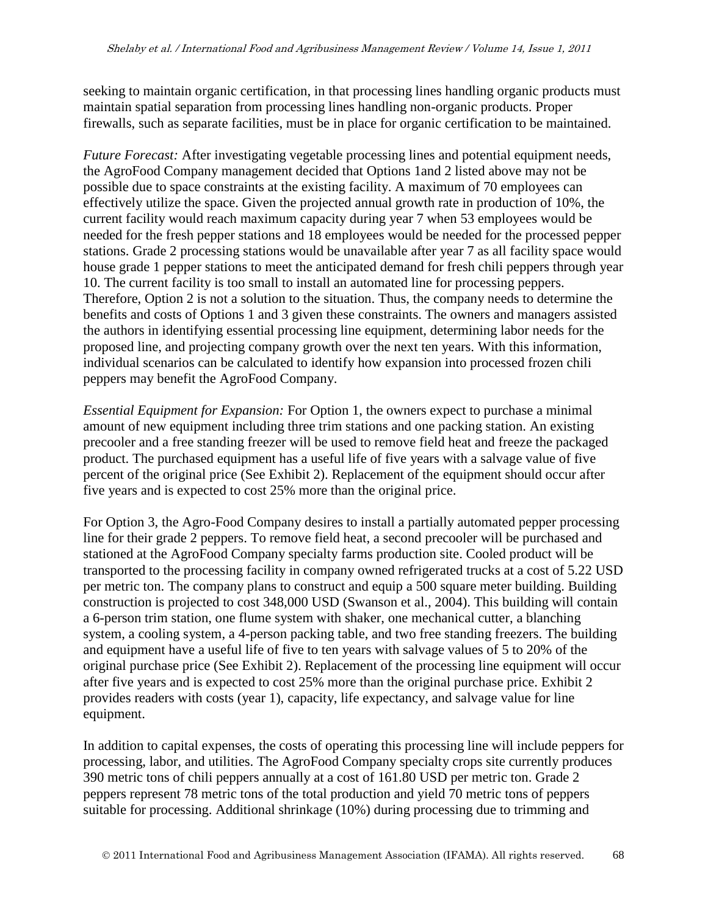seeking to maintain organic certification, in that processing lines handling organic products must maintain spatial separation from processing lines handling non-organic products. Proper firewalls, such as separate facilities, must be in place for organic certification to be maintained.

*Future Forecast:* After investigating vegetable processing lines and potential equipment needs, the AgroFood Company management decided that Options 1and 2 listed above may not be possible due to space constraints at the existing facility. A maximum of 70 employees can effectively utilize the space. Given the projected annual growth rate in production of 10%, the current facility would reach maximum capacity during year 7 when 53 employees would be needed for the fresh pepper stations and 18 employees would be needed for the processed pepper stations. Grade 2 processing stations would be unavailable after year 7 as all facility space would house grade 1 pepper stations to meet the anticipated demand for fresh chili peppers through year 10. The current facility is too small to install an automated line for processing peppers. Therefore, Option 2 is not a solution to the situation. Thus, the company needs to determine the benefits and costs of Options 1 and 3 given these constraints. The owners and managers assisted the authors in identifying essential processing line equipment, determining labor needs for the proposed line, and projecting company growth over the next ten years. With this information, individual scenarios can be calculated to identify how expansion into processed frozen chili peppers may benefit the AgroFood Company.

*Essential Equipment for Expansion:* For Option 1, the owners expect to purchase a minimal amount of new equipment including three trim stations and one packing station. An existing precooler and a free standing freezer will be used to remove field heat and freeze the packaged product. The purchased equipment has a useful life of five years with a salvage value of five percent of the original price (See Exhibit 2). Replacement of the equipment should occur after five years and is expected to cost 25% more than the original price.

For Option 3, the Agro-Food Company desires to install a partially automated pepper processing line for their grade 2 peppers. To remove field heat, a second precooler will be purchased and stationed at the AgroFood Company specialty farms production site. Cooled product will be transported to the processing facility in company owned refrigerated trucks at a cost of 5.22 USD per metric ton. The company plans to construct and equip a 500 square meter building. Building construction is projected to cost 348,000 USD (Swanson et al., 2004). This building will contain a 6-person trim station, one flume system with shaker, one mechanical cutter, a blanching system, a cooling system, a 4-person packing table, and two free standing freezers. The building and equipment have a useful life of five to ten years with salvage values of 5 to 20% of the original purchase price (See Exhibit 2). Replacement of the processing line equipment will occur after five years and is expected to cost 25% more than the original purchase price. Exhibit 2 provides readers with costs (year 1), capacity, life expectancy, and salvage value for line equipment.

In addition to capital expenses, the costs of operating this processing line will include peppers for processing, labor, and utilities. The AgroFood Company specialty crops site currently produces 390 metric tons of chili peppers annually at a cost of 161.80 USD per metric ton. Grade 2 peppers represent 78 metric tons of the total production and yield 70 metric tons of peppers suitable for processing. Additional shrinkage (10%) during processing due to trimming and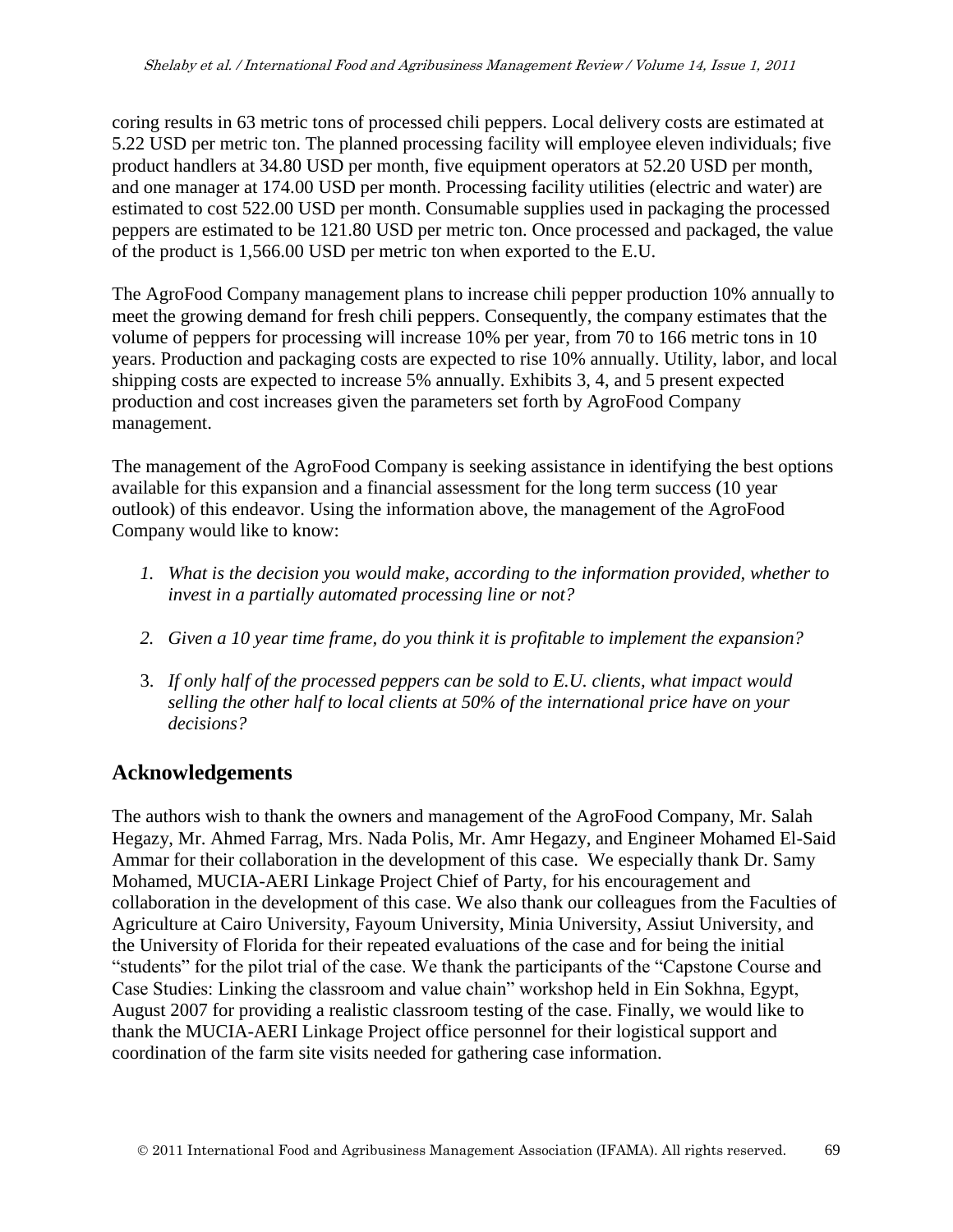coring results in 63 metric tons of processed chili peppers. Local delivery costs are estimated at 5.22 USD per metric ton. The planned processing facility will employee eleven individuals; five product handlers at 34.80 USD per month, five equipment operators at 52.20 USD per month, and one manager at 174.00 USD per month. Processing facility utilities (electric and water) are estimated to cost 522.00 USD per month. Consumable supplies used in packaging the processed peppers are estimated to be 121.80 USD per metric ton. Once processed and packaged, the value of the product is 1,566.00 USD per metric ton when exported to the E.U.

The AgroFood Company management plans to increase chili pepper production 10% annually to meet the growing demand for fresh chili peppers. Consequently, the company estimates that the volume of peppers for processing will increase 10% per year, from 70 to 166 metric tons in 10 years. Production and packaging costs are expected to rise 10% annually. Utility, labor, and local shipping costs are expected to increase 5% annually. Exhibits 3, 4, and 5 present expected production and cost increases given the parameters set forth by AgroFood Company management.

The management of the AgroFood Company is seeking assistance in identifying the best options available for this expansion and a financial assessment for the long term success (10 year outlook) of this endeavor. Using the information above, the management of the AgroFood Company would like to know:

1. *What is the decision you would make, according to the information provided, whether to invest in a partially automated processing line or not?*
2. *Given a 10 year time frame, do you think it is profitable to implement the expansion?*
3. *If only half of the processed peppers can be sold to E.U. clients, what impact would selling the other half to local clients at 50% of the international price have on your decisions?*

## Acknowledgements

The authors wish to thank the owners and management of the AgroFood Company, Mr. Salah Hegazy, Mr. Ahmed Farrag, Mrs. Nada Polis, Mr. Amr Hegazy, and Engineer Mohamed El-Said Ammar for their collaboration in the development of this case. We especially thank Dr. Samy Mohamed, MUCIA-AERI Linkage Project Chief of Party, for his encouragement and collaboration in the development of this case. We also thank our colleagues from the Faculties of Agriculture at Cairo University, Fayoum University, Minia University, Assiut University, and the University of Florida for their repeated evaluations of the case and for being the initial "students" for the pilot trial of the case. We thank the participants of the "Capstone Course and Case Studies: Linking the classroom and value chain" workshop held in Ein Sokhna, Egypt, August 2007 for providing a realistic classroom testing of the case. Finally, we would like to thank the MUCIA-AERI Linkage Project office personnel for their logistical support and coordination of the farm site visits needed for gathering case information.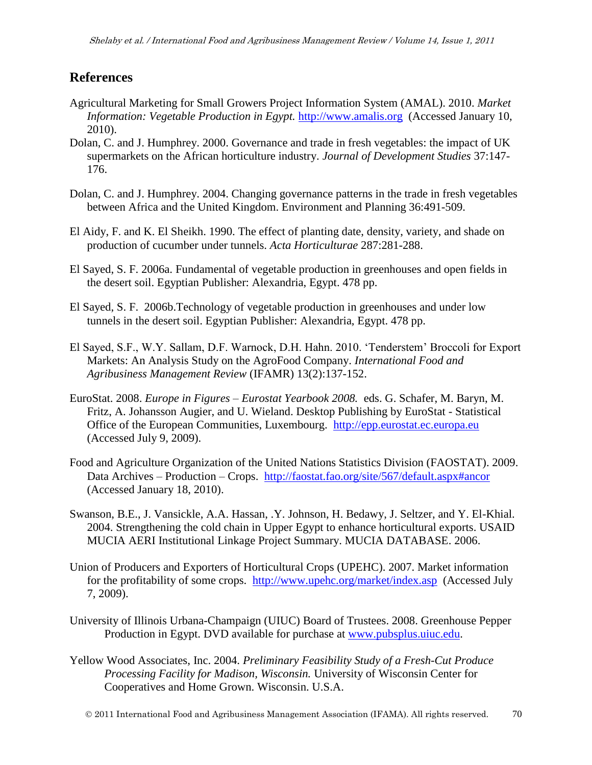## References

Agricultural Marketing for Small Growers Project Information System (AMAL). 2010. *Market Information: Vegetable Production in Egypt.* http://www.amalis.org (Accessed January 10, 2010).

Dolan, C. and J. Humphrey. 2000. Governance and trade in fresh vegetables: the impact of UK supermarkets on the African horticulture industry. *Journal of Development Studies* 37:147-176.

Dolan, C. and J. Humphrey. 2004. Changing governance patterns in the trade in fresh vegetables between Africa and the United Kingdom. Environment and Planning 36:491-509.

El Aidy, F. and K. El Sheikh. 1990. The effect of planting date, density, variety, and shade on production of cucumber under tunnels. *Acta Horticulturae* 287:281-288.

El Sayed, S. F. 2006a. Fundamental of vegetable production in greenhouses and open fields in the desert soil. Egyptian Publisher: Alexandria, Egypt. 478 pp.

El Sayed, S. F. 2006b.Technology of vegetable production in greenhouses and under low tunnels in the desert soil. Egyptian Publisher: Alexandria, Egypt. 478 pp.

El Sayed, S.F., W.Y. Sallam, D.F. Warnock, D.H. Hahn. 2010. 'Tenderstem' Broccoli for Export Markets: An Analysis Study on the AgroFood Company. *International Food and Agribusiness Management Review* (IFAMR) 13(2):137-152.

EuroStat. 2008. *Europe in Figures – Eurostat Yearbook 2008.* eds. G. Schafer, M. Baryn, M. Fritz, A. Johansson Augier, and U. Wieland. Desktop Publishing by EuroStat - Statistical Office of the European Communities, Luxembourg. http://epp.eurostat.ec.europa.eu (Accessed July 9, 2009).

Food and Agriculture Organization of the United Nations Statistics Division (FAOSTAT). 2009. Data Archives – Production – Crops. http://faostat.fao.org/site/567/default.aspx#ancor (Accessed January 18, 2010).

Swanson, B.E., J. Vansickle, A.A. Hassan, .Y. Johnson, H. Bedawy, J. Seltzer, and Y. El-Khial. 2004. Strengthening the cold chain in Upper Egypt to enhance horticultural exports. USAID MUCIA AERI Institutional Linkage Project Summary. MUCIA DATABASE. 2006.

Union of Producers and Exporters of Horticultural Crops (UPEHC). 2007. Market information for the profitability of some crops. http://www.upehc.org/market/index.asp (Accessed July 7, 2009).

University of Illinois Urbana-Champaign (UIUC) Board of Trustees. 2008. Greenhouse Pepper Production in Egypt. DVD available for purchase at www.pubsplus.uiuc.edu.

Yellow Wood Associates, Inc. 2004. *Preliminary Feasibility Study of a Fresh-Cut Produce Processing Facility for Madison, Wisconsin.* University of Wisconsin Center for Cooperatives and Home Grown. Wisconsin. U.S.A.